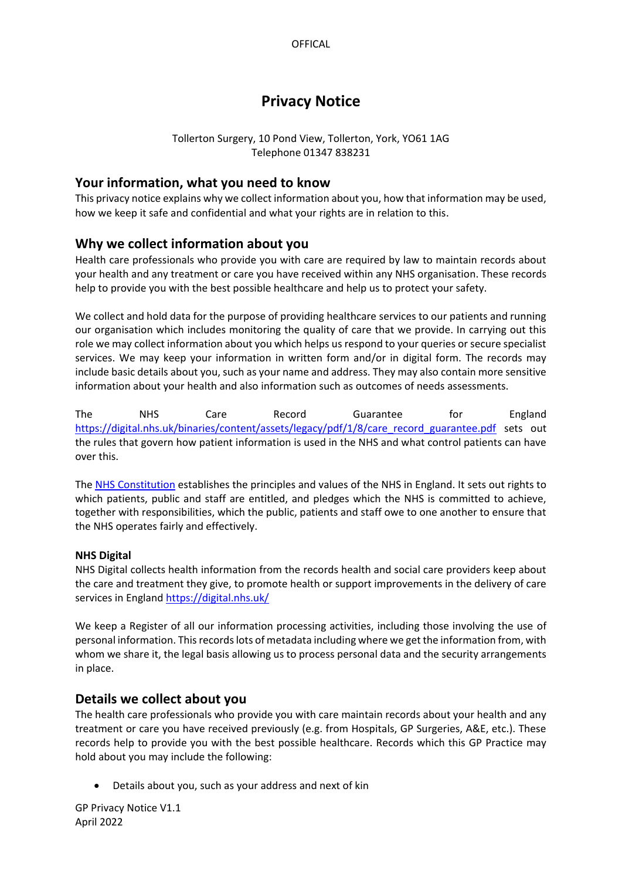# Privacy Notice

Tollerton Surgery, 10 Pond View, Tollerton, York, YO61 1AG
Telephone 01347 838231

## Your information, what you need to know

This privacy notice explains why we collect information about you, how that information may be used, how we keep it safe and confidential and what your rights are in relation to this.

## Why we collect information about you

Health care professionals who provide you with care are required by law to maintain records about your health and any treatment or care you have received within any NHS organisation. These records help to provide you with the best possible healthcare and help us to protect your safety.

We collect and hold data for the purpose of providing healthcare services to our patients and running our organisation which includes monitoring the quality of care that we provide. In carrying out this role we may collect information about you which helps us respond to your queries or secure specialist services. We may keep your information in written form and/or in digital form. The records may include basic details about you, such as your name and address. They may also contain more sensitive information about your health and also information such as outcomes of needs assessments.

The NHS Care Record Guarantee for England https://digital.nhs.uk/binaries/content/assets/legacy/pdf/1/8/care_record_guarantee.pdf sets out the rules that govern how patient information is used in the NHS and what control patients can have over this.

The NHS Constitution establishes the principles and values of the NHS in England. It sets out rights to which patients, public and staff are entitled, and pledges which the NHS is committed to achieve, together with responsibilities, which the public, patients and staff owe to one another to ensure that the NHS operates fairly and effectively.

**NHS Digital**

NHS Digital collects health information from the records health and social care providers keep about the care and treatment they give, to promote health or support improvements in the delivery of care services in England https://digital.nhs.uk/

We keep a Register of all our information processing activities, including those involving the use of personal information. This records lots of metadata including where we get the information from, with whom we share it, the legal basis allowing us to process personal data and the security arrangements in place.

## Details we collect about you

The health care professionals who provide you with care maintain records about your health and any treatment or care you have received previously (e.g. from Hospitals, GP Surgeries, A&E, etc.). These records help to provide you with the best possible healthcare. Records which this GP Practice may hold about you may include the following:

- Details about you, such as your address and next of kin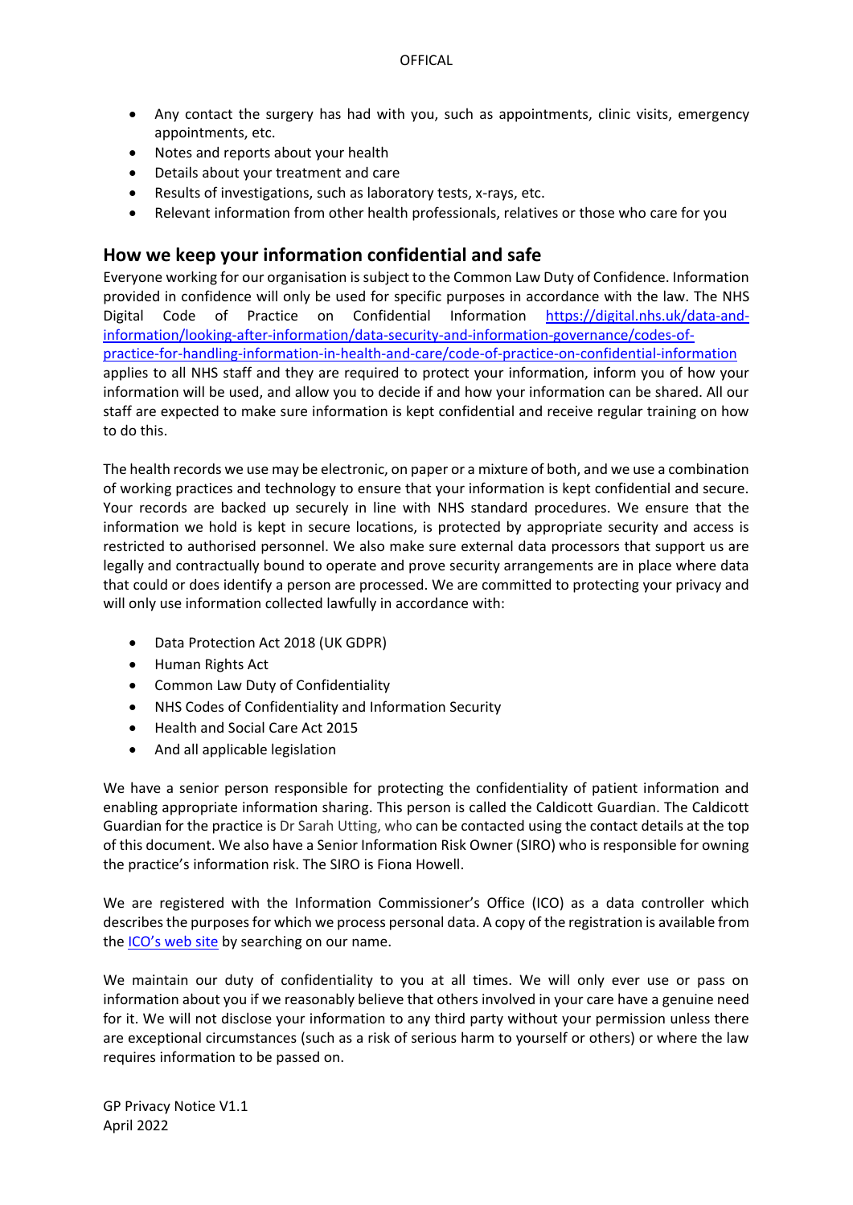- Any contact the surgery has had with you, such as appointments, clinic visits, emergency appointments, etc.
- Notes and reports about your health
- Details about your treatment and care
- Results of investigations, such as laboratory tests, x-rays, etc.
- Relevant information from other health professionals, relatives or those who care for you

## How we keep your information confidential and safe

Everyone working for our organisation is subject to the Common Law Duty of Confidence. Information provided in confidence will only be used for specific purposes in accordance with the law. The NHS Digital Code of Practice on Confidential Information [https://digital.nhs.uk/data-and-information/looking-after-information/data-security-and-information-governance/codes-of-practice-for-handling-information-in-health-and-care/code-of-practice-on-confidential-information](https://digital.nhs.uk/data-and-information/looking-after-information/data-security-and-information-governance/codes-of-practice-for-handling-information-in-health-and-care/code-of-practice-on-confidential-information) applies to all NHS staff and they are required to protect your information, inform you of how your information will be used, and allow you to decide if and how your information can be shared. All our staff are expected to make sure information is kept confidential and receive regular training on how to do this.

The health records we use may be electronic, on paper or a mixture of both, and we use a combination of working practices and technology to ensure that your information is kept confidential and secure. Your records are backed up securely in line with NHS standard procedures. We ensure that the information we hold is kept in secure locations, is protected by appropriate security and access is restricted to authorised personnel. We also make sure external data processors that support us are legally and contractually bound to operate and prove security arrangements are in place where data that could or does identify a person are processed. We are committed to protecting your privacy and will only use information collected lawfully in accordance with:

- Data Protection Act 2018 (UK GDPR)
- Human Rights Act
- Common Law Duty of Confidentiality
- NHS Codes of Confidentiality and Information Security
- Health and Social Care Act 2015
- And all applicable legislation

We have a senior person responsible for protecting the confidentiality of patient information and enabling appropriate information sharing. This person is called the Caldicott Guardian. The Caldicott Guardian for the practice is Dr Sarah Utting, who can be contacted using the contact details at the top of this document. We also have a Senior Information Risk Owner (SIRO) who is responsible for owning the practice's information risk. The SIRO is Fiona Howell.

We are registered with the Information Commissioner's Office (ICO) as a data controller which describes the purposes for which we process personal data. A copy of the registration is available from the ICO's web site by searching on our name.

We maintain our duty of confidentiality to you at all times. We will only ever use or pass on information about you if we reasonably believe that others involved in your care have a genuine need for it. We will not disclose your information to any third party without your permission unless there are exceptional circumstances (such as a risk of serious harm to yourself or others) or where the law requires information to be passed on.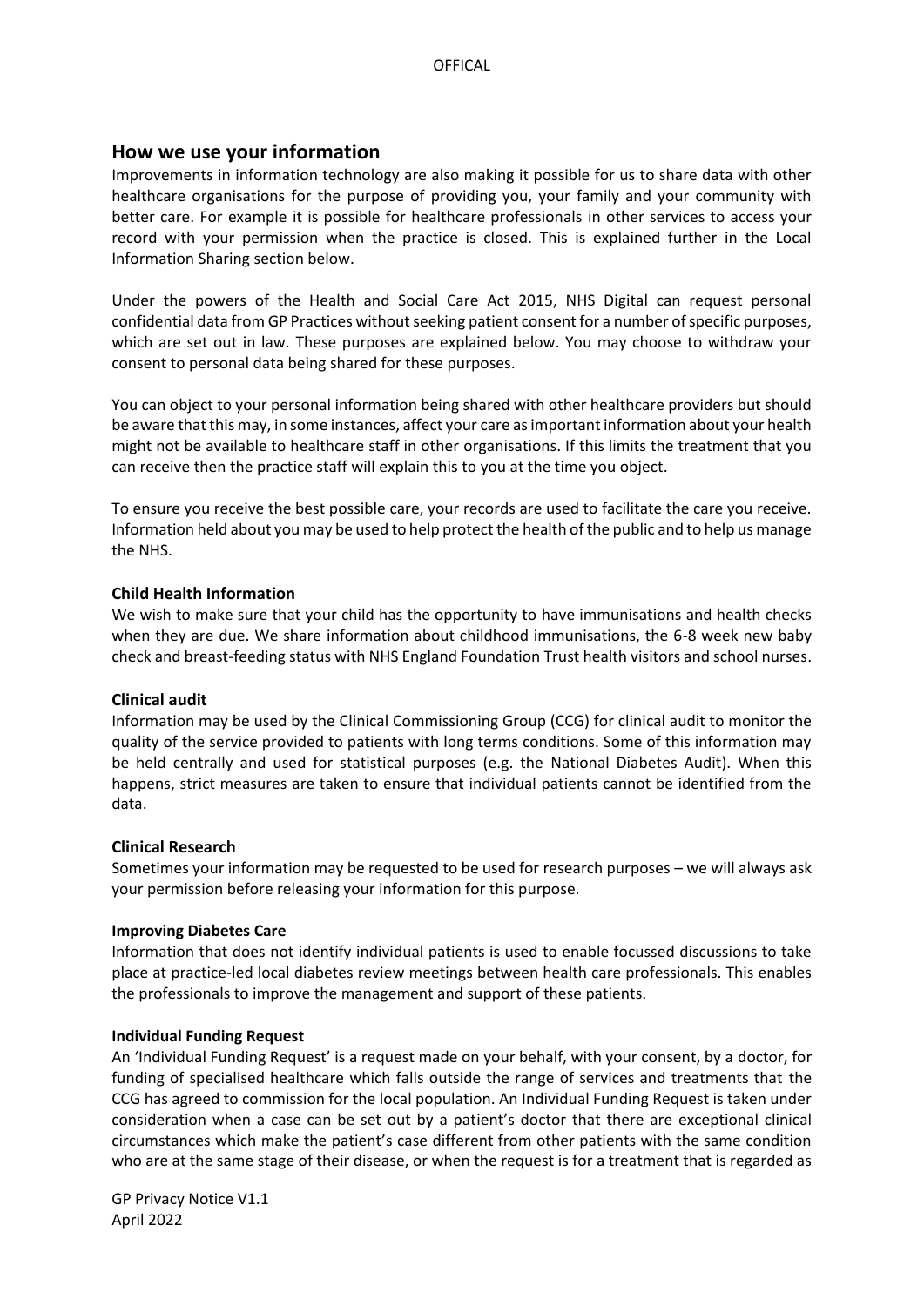## How we use your information

Improvements in information technology are also making it possible for us to share data with other healthcare organisations for the purpose of providing you, your family and your community with better care. For example it is possible for healthcare professionals in other services to access your record with your permission when the practice is closed. This is explained further in the Local Information Sharing section below.

Under the powers of the Health and Social Care Act 2015, NHS Digital can request personal confidential data from GP Practices without seeking patient consent for a number of specific purposes, which are set out in law. These purposes are explained below. You may choose to withdraw your consent to personal data being shared for these purposes.

You can object to your personal information being shared with other healthcare providers but should be aware that this may, in some instances, affect your care as important information about your health might not be available to healthcare staff in other organisations. If this limits the treatment that you can receive then the practice staff will explain this to you at the time you object.

To ensure you receive the best possible care, your records are used to facilitate the care you receive. Information held about you may be used to help protect the health of the public and to help us manage the NHS.

**Child Health Information**

We wish to make sure that your child has the opportunity to have immunisations and health checks when they are due. We share information about childhood immunisations, the 6-8 week new baby check and breast-feeding status with NHS England Foundation Trust health visitors and school nurses.

**Clinical audit**

Information may be used by the Clinical Commissioning Group (CCG) for clinical audit to monitor the quality of the service provided to patients with long terms conditions. Some of this information may be held centrally and used for statistical purposes (e.g. the National Diabetes Audit). When this happens, strict measures are taken to ensure that individual patients cannot be identified from the data.

**Clinical Research**

Sometimes your information may be requested to be used for research purposes – we will always ask your permission before releasing your information for this purpose.

**Improving Diabetes Care**

Information that does not identify individual patients is used to enable focussed discussions to take place at practice-led local diabetes review meetings between health care professionals. This enables the professionals to improve the management and support of these patients.

**Individual Funding Request**

An 'Individual Funding Request' is a request made on your behalf, with your consent, by a doctor, for funding of specialised healthcare which falls outside the range of services and treatments that the CCG has agreed to commission for the local population. An Individual Funding Request is taken under consideration when a case can be set out by a patient's doctor that there are exceptional clinical circumstances which make the patient's case different from other patients with the same condition who are at the same stage of their disease, or when the request is for a treatment that is regarded as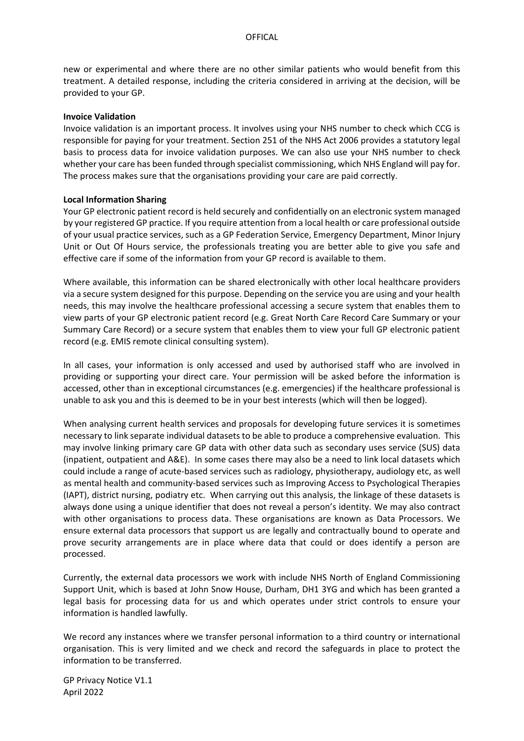new or experimental and where there are no other similar patients who would benefit from this treatment. A detailed response, including the criteria considered in arriving at the decision, will be provided to your GP.

**Invoice Validation**

Invoice validation is an important process. It involves using your NHS number to check which CCG is responsible for paying for your treatment. Section 251 of the NHS Act 2006 provides a statutory legal basis to process data for invoice validation purposes. We can also use your NHS number to check whether your care has been funded through specialist commissioning, which NHS England will pay for. The process makes sure that the organisations providing your care are paid correctly.

**Local Information Sharing**

Your GP electronic patient record is held securely and confidentially on an electronic system managed by your registered GP practice. If you require attention from a local health or care professional outside of your usual practice services, such as a GP Federation Service, Emergency Department, Minor Injury Unit or Out Of Hours service, the professionals treating you are better able to give you safe and effective care if some of the information from your GP record is available to them.

Where available, this information can be shared electronically with other local healthcare providers via a secure system designed for this purpose. Depending on the service you are using and your health needs, this may involve the healthcare professional accessing a secure system that enables them to view parts of your GP electronic patient record (e.g. Great North Care Record Care Summary or your Summary Care Record) or a secure system that enables them to view your full GP electronic patient record (e.g. EMIS remote clinical consulting system).

In all cases, your information is only accessed and used by authorised staff who are involved in providing or supporting your direct care. Your permission will be asked before the information is accessed, other than in exceptional circumstances (e.g. emergencies) if the healthcare professional is unable to ask you and this is deemed to be in your best interests (which will then be logged).

When analysing current health services and proposals for developing future services it is sometimes necessary to link separate individual datasets to be able to produce a comprehensive evaluation. This may involve linking primary care GP data with other data such as secondary uses service (SUS) data (inpatient, outpatient and A&E). In some cases there may also be a need to link local datasets which could include a range of acute-based services such as radiology, physiotherapy, audiology etc, as well as mental health and community-based services such as Improving Access to Psychological Therapies (IAPT), district nursing, podiatry etc. When carrying out this analysis, the linkage of these datasets is always done using a unique identifier that does not reveal a person's identity. We may also contract with other organisations to process data. These organisations are known as Data Processors. We ensure external data processors that support us are legally and contractually bound to operate and prove security arrangements are in place where data that could or does identify a person are processed.

Currently, the external data processors we work with include NHS North of England Commissioning Support Unit, which is based at John Snow House, Durham, DH1 3YG and which has been granted a legal basis for processing data for us and which operates under strict controls to ensure your information is handled lawfully.

We record any instances where we transfer personal information to a third country or international organisation. This is very limited and we check and record the safeguards in place to protect the information to be transferred.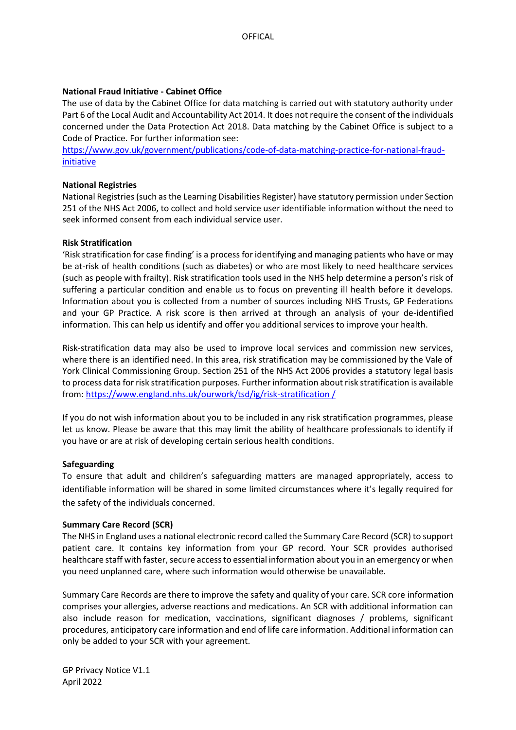**National Fraud Initiative - Cabinet Office**

The use of data by the Cabinet Office for data matching is carried out with statutory authority under Part 6 of the Local Audit and Accountability Act 2014. It does not require the consent of the individuals concerned under the Data Protection Act 2018. Data matching by the Cabinet Office is subject to a Code of Practice. For further information see:
https://www.gov.uk/government/publications/code-of-data-matching-practice-for-national-fraud-initiative

**National Registries**

National Registries (such as the Learning Disabilities Register) have statutory permission under Section 251 of the NHS Act 2006, to collect and hold service user identifiable information without the need to seek informed consent from each individual service user.

**Risk Stratification**

'Risk stratification for case finding' is a process for identifying and managing patients who have or may be at-risk of health conditions (such as diabetes) or who are most likely to need healthcare services (such as people with frailty). Risk stratification tools used in the NHS help determine a person's risk of suffering a particular condition and enable us to focus on preventing ill health before it develops. Information about you is collected from a number of sources including NHS Trusts, GP Federations and your GP Practice. A risk score is then arrived at through an analysis of your de-identified information. This can help us identify and offer you additional services to improve your health.

Risk-stratification data may also be used to improve local services and commission new services, where there is an identified need. In this area, risk stratification may be commissioned by the Vale of York Clinical Commissioning Group. Section 251 of the NHS Act 2006 provides a statutory legal basis to process data for risk stratification purposes. Further information about risk stratification is available from: https://www.england.nhs.uk/ourwork/tsd/ig/risk-stratification /

If you do not wish information about you to be included in any risk stratification programmes, please let us know. Please be aware that this may limit the ability of healthcare professionals to identify if you have or are at risk of developing certain serious health conditions.

**Safeguarding**

To ensure that adult and children's safeguarding matters are managed appropriately, access to identifiable information will be shared in some limited circumstances where it's legally required for the safety of the individuals concerned.

**Summary Care Record (SCR)**

The NHS in England uses a national electronic record called the Summary Care Record (SCR) to support patient care. It contains key information from your GP record. Your SCR provides authorised healthcare staff with faster, secure access to essential information about you in an emergency or when you need unplanned care, where such information would otherwise be unavailable.

Summary Care Records are there to improve the safety and quality of your care. SCR core information comprises your allergies, adverse reactions and medications. An SCR with additional information can also include reason for medication, vaccinations, significant diagnoses / problems, significant procedures, anticipatory care information and end of life care information. Additional information can only be added to your SCR with your agreement.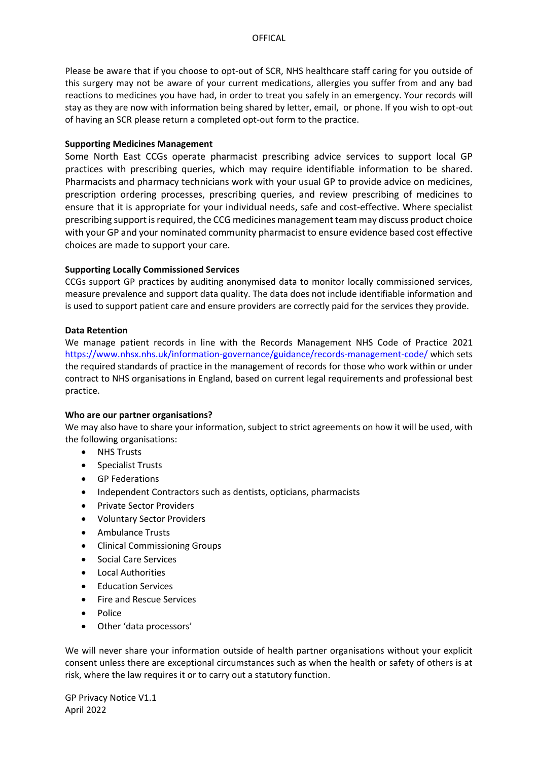Please be aware that if you choose to opt-out of SCR, NHS healthcare staff caring for you outside of this surgery may not be aware of your current medications, allergies you suffer from and any bad reactions to medicines you have had, in order to treat you safely in an emergency. Your records will stay as they are now with information being shared by letter, email, or phone. If you wish to opt-out of having an SCR please return a completed opt-out form to the practice.

**Supporting Medicines Management**

Some North East CCGs operate pharmacist prescribing advice services to support local GP practices with prescribing queries, which may require identifiable information to be shared. Pharmacists and pharmacy technicians work with your usual GP to provide advice on medicines, prescription ordering processes, prescribing queries, and review prescribing of medicines to ensure that it is appropriate for your individual needs, safe and cost-effective. Where specialist prescribing support is required, the CCG medicines management team may discuss product choice with your GP and your nominated community pharmacist to ensure evidence based cost effective choices are made to support your care.

**Supporting Locally Commissioned Services**

CCGs support GP practices by auditing anonymised data to monitor locally commissioned services, measure prevalence and support data quality. The data does not include identifiable information and is used to support patient care and ensure providers are correctly paid for the services they provide.

**Data Retention**

We manage patient records in line with the Records Management NHS Code of Practice 2021 https://www.nhsx.nhs.uk/information-governance/guidance/records-management-code/ which sets the required standards of practice in the management of records for those who work within or under contract to NHS organisations in England, based on current legal requirements and professional best practice.

**Who are our partner organisations?**

We may also have to share your information, subject to strict agreements on how it will be used, with the following organisations:

- NHS Trusts
- Specialist Trusts
- GP Federations
- Independent Contractors such as dentists, opticians, pharmacists
- Private Sector Providers
- Voluntary Sector Providers
- Ambulance Trusts
- Clinical Commissioning Groups
- Social Care Services
- Local Authorities
- Education Services
- Fire and Rescue Services
- Police
- Other 'data processors'

We will never share your information outside of health partner organisations without your explicit consent unless there are exceptional circumstances such as when the health or safety of others is at risk, where the law requires it or to carry out a statutory function.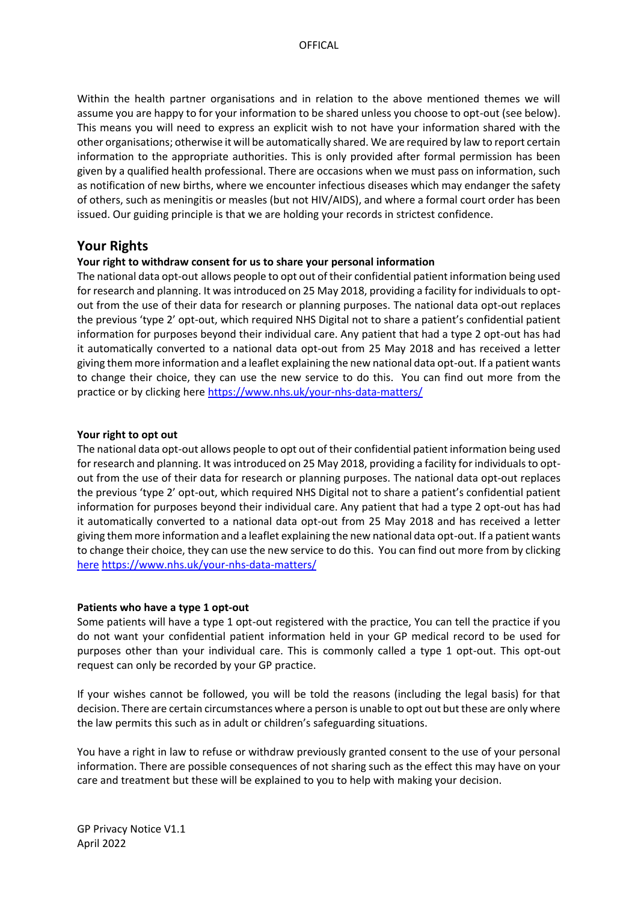Within the health partner organisations and in relation to the above mentioned themes we will assume you are happy to for your information to be shared unless you choose to opt-out (see below). This means you will need to express an explicit wish to not have your information shared with the other organisations; otherwise it will be automatically shared. We are required by law to report certain information to the appropriate authorities. This is only provided after formal permission has been given by a qualified health professional. There are occasions when we must pass on information, such as notification of new births, where we encounter infectious diseases which may endanger the safety of others, such as meningitis or measles (but not HIV/AIDS), and where a formal court order has been issued. Our guiding principle is that we are holding your records in strictest confidence.

## Your Rights

**Your right to withdraw consent for us to share your personal information**

The national data opt-out allows people to opt out of their confidential patient information being used for research and planning. It was introduced on 25 May 2018, providing a facility for individuals to opt-out from the use of their data for research or planning purposes. The national data opt-out replaces the previous 'type 2' opt-out, which required NHS Digital not to share a patient's confidential patient information for purposes beyond their individual care. Any patient that had a type 2 opt-out has had it automatically converted to a national data opt-out from 25 May 2018 and has received a letter giving them more information and a leaflet explaining the new national data opt-out. If a patient wants to change their choice, they can use the new service to do this. You can find out more from the practice or by clicking here https://www.nhs.uk/your-nhs-data-matters/

**Your right to opt out**

The national data opt-out allows people to opt out of their confidential patient information being used for research and planning. It was introduced on 25 May 2018, providing a facility for individuals to opt-out from the use of their data for research or planning purposes. The national data opt-out replaces the previous 'type 2' opt-out, which required NHS Digital not to share a patient's confidential patient information for purposes beyond their individual care. Any patient that had a type 2 opt-out has had it automatically converted to a national data opt-out from 25 May 2018 and has received a letter giving them more information and a leaflet explaining the new national data opt-out. If a patient wants to change their choice, they can use the new service to do this. You can find out more from by clicking here https://www.nhs.uk/your-nhs-data-matters/

**Patients who have a type 1 opt-out**

Some patients will have a type 1 opt-out registered with the practice, You can tell the practice if you do not want your confidential patient information held in your GP medical record to be used for purposes other than your individual care. This is commonly called a type 1 opt-out. This opt-out request can only be recorded by your GP practice.

If your wishes cannot be followed, you will be told the reasons (including the legal basis) for that decision. There are certain circumstances where a person is unable to opt out but these are only where the law permits this such as in adult or children's safeguarding situations.

You have a right in law to refuse or withdraw previously granted consent to the use of your personal information. There are possible consequences of not sharing such as the effect this may have on your care and treatment but these will be explained to you to help with making your decision.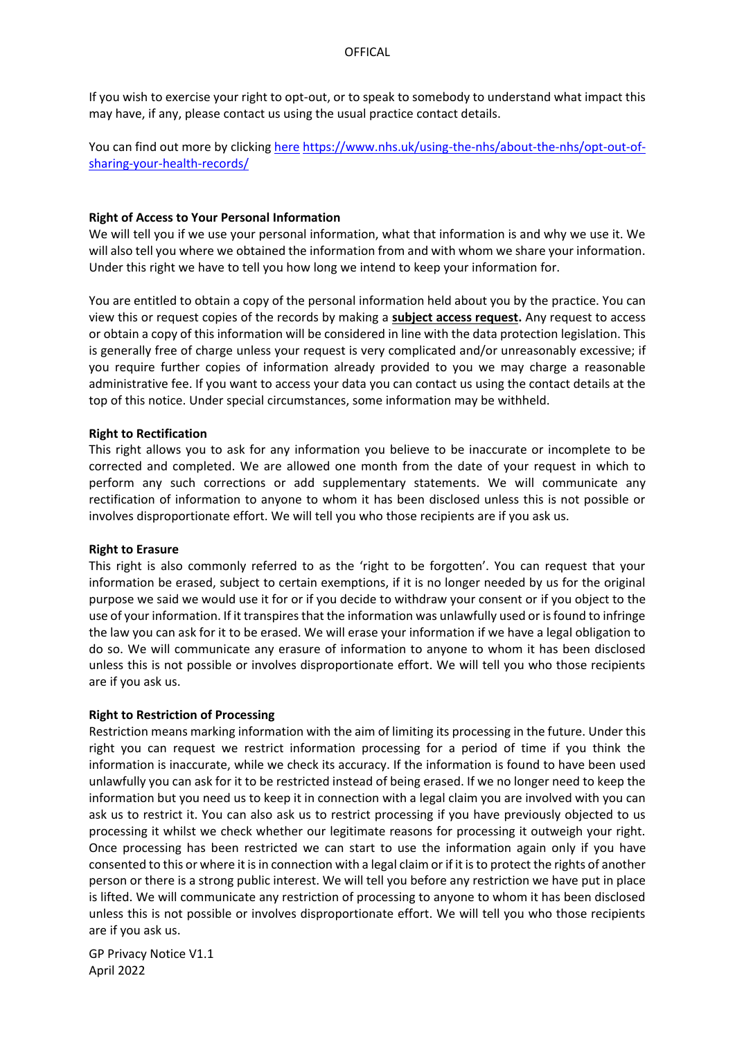If you wish to exercise your right to opt-out, or to speak to somebody to understand what impact this may have, if any, please contact us using the usual practice contact details.

You can find out more by clicking [here](https://www.nhs.uk/using-the-nhs/about-the-nhs/opt-out-of-sharing-your-health-records/) https://www.nhs.uk/using-the-nhs/about-the-nhs/opt-out-of-sharing-your-health-records/

**Right of Access to Your Personal Information**

We will tell you if we use your personal information, what that information is and why we use it. We will also tell you where we obtained the information from and with whom we share your information. Under this right we have to tell you how long we intend to keep your information for.

You are entitled to obtain a copy of the personal information held about you by the practice. You can view this or request copies of the records by making a **subject access request.** Any request to access or obtain a copy of this information will be considered in line with the data protection legislation. This is generally free of charge unless your request is very complicated and/or unreasonably excessive; if you require further copies of information already provided to you we may charge a reasonable administrative fee. If you want to access your data you can contact us using the contact details at the top of this notice. Under special circumstances, some information may be withheld.

**Right to Rectification**

This right allows you to ask for any information you believe to be inaccurate or incomplete to be corrected and completed. We are allowed one month from the date of your request in which to perform any such corrections or add supplementary statements. We will communicate any rectification of information to anyone to whom it has been disclosed unless this is not possible or involves disproportionate effort. We will tell you who those recipients are if you ask us.

**Right to Erasure**

This right is also commonly referred to as the 'right to be forgotten'. You can request that your information be erased, subject to certain exemptions, if it is no longer needed by us for the original purpose we said we would use it for or if you decide to withdraw your consent or if you object to the use of your information. If it transpires that the information was unlawfully used or is found to infringe the law you can ask for it to be erased. We will erase your information if we have a legal obligation to do so. We will communicate any erasure of information to anyone to whom it has been disclosed unless this is not possible or involves disproportionate effort. We will tell you who those recipients are if you ask us.

**Right to Restriction of Processing**

Restriction means marking information with the aim of limiting its processing in the future. Under this right you can request we restrict information processing for a period of time if you think the information is inaccurate, while we check its accuracy. If the information is found to have been used unlawfully you can ask for it to be restricted instead of being erased. If we no longer need to keep the information but you need us to keep it in connection with a legal claim you are involved with you can ask us to restrict it. You can also ask us to restrict processing if you have previously objected to us processing it whilst we check whether our legitimate reasons for processing it outweigh your right. Once processing has been restricted we can start to use the information again only if you have consented to this or where it is in connection with a legal claim or if it is to protect the rights of another person or there is a strong public interest. We will tell you before any restriction we have put in place is lifted. We will communicate any restriction of processing to anyone to whom it has been disclosed unless this is not possible or involves disproportionate effort. We will tell you who those recipients are if you ask us.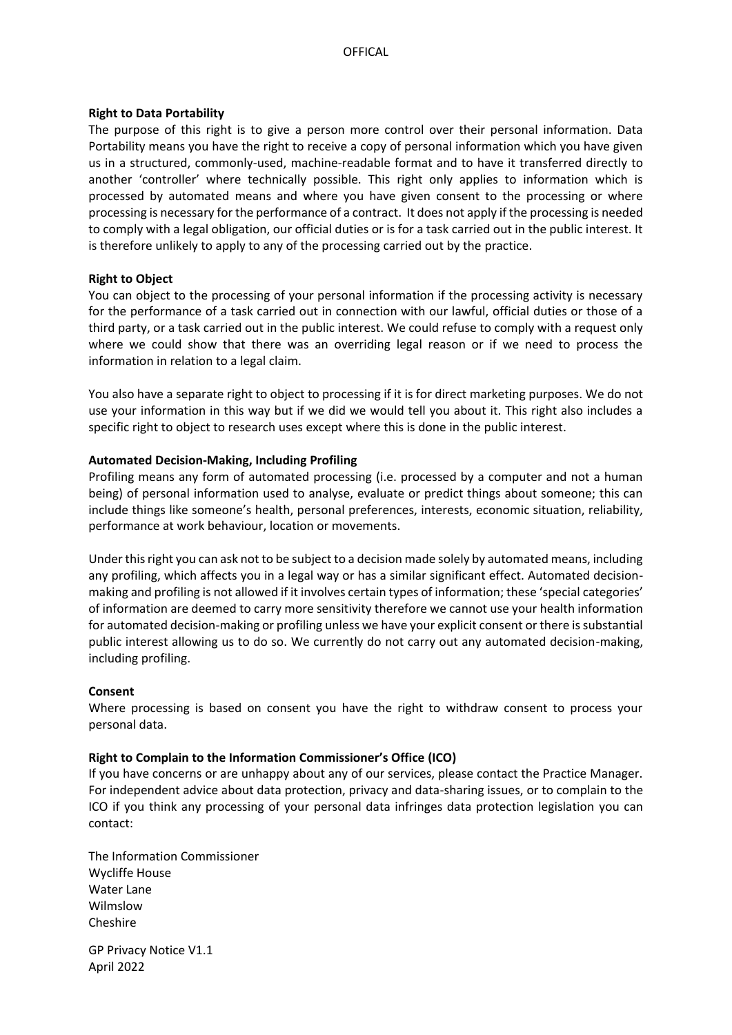**Right to Data Portability**

The purpose of this right is to give a person more control over their personal information. Data Portability means you have the right to receive a copy of personal information which you have given us in a structured, commonly-used, machine-readable format and to have it transferred directly to another 'controller' where technically possible. This right only applies to information which is processed by automated means and where you have given consent to the processing or where processing is necessary for the performance of a contract. It does not apply if the processing is needed to comply with a legal obligation, our official duties or is for a task carried out in the public interest. It is therefore unlikely to apply to any of the processing carried out by the practice.

**Right to Object**

You can object to the processing of your personal information if the processing activity is necessary for the performance of a task carried out in connection with our lawful, official duties or those of a third party, or a task carried out in the public interest. We could refuse to comply with a request only where we could show that there was an overriding legal reason or if we need to process the information in relation to a legal claim.

You also have a separate right to object to processing if it is for direct marketing purposes. We do not use your information in this way but if we did we would tell you about it. This right also includes a specific right to object to research uses except where this is done in the public interest.

**Automated Decision-Making, Including Profiling**

Profiling means any form of automated processing (i.e. processed by a computer and not a human being) of personal information used to analyse, evaluate or predict things about someone; this can include things like someone's health, personal preferences, interests, economic situation, reliability, performance at work behaviour, location or movements.

Under this right you can ask not to be subject to a decision made solely by automated means, including any profiling, which affects you in a legal way or has a similar significant effect. Automated decision-making and profiling is not allowed if it involves certain types of information; these 'special categories' of information are deemed to carry more sensitivity therefore we cannot use your health information for automated decision-making or profiling unless we have your explicit consent or there is substantial public interest allowing us to do so. We currently do not carry out any automated decision-making, including profiling.

**Consent**

Where processing is based on consent you have the right to withdraw consent to process your personal data.

**Right to Complain to the Information Commissioner's Office (ICO)**

If you have concerns or are unhappy about any of our services, please contact the Practice Manager. For independent advice about data protection, privacy and data-sharing issues, or to complain to the ICO if you think any processing of your personal data infringes data protection legislation you can contact:

The Information Commissioner
Wycliffe House
Water Lane
Wilmslow
Cheshire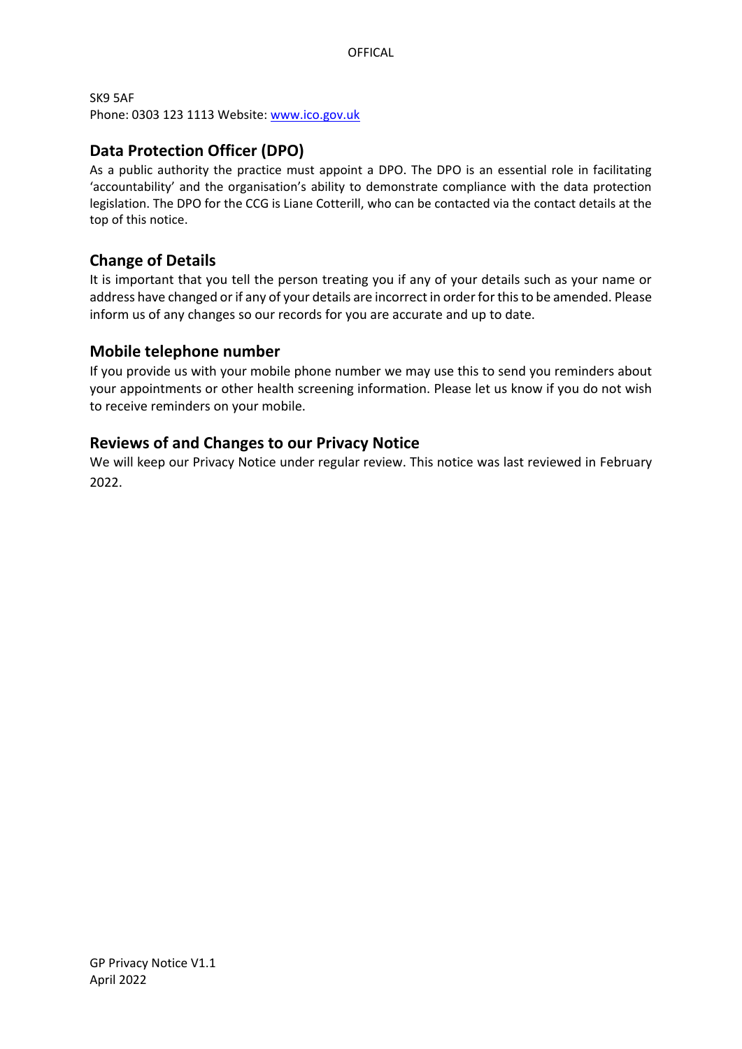SK9 5AF
Phone: 0303 123 1113 Website: [www.ico.gov.uk](http://www.ico.gov.uk)

## Data Protection Officer (DPO)

As a public authority the practice must appoint a DPO. The DPO is an essential role in facilitating 'accountability' and the organisation's ability to demonstrate compliance with the data protection legislation. The DPO for the CCG is Liane Cotterill, who can be contacted via the contact details at the top of this notice.

## Change of Details

It is important that you tell the person treating you if any of your details such as your name or address have changed or if any of your details are incorrect in order for this to be amended. Please inform us of any changes so our records for you are accurate and up to date.

## Mobile telephone number

If you provide us with your mobile phone number we may use this to send you reminders about your appointments or other health screening information. Please let us know if you do not wish to receive reminders on your mobile.

## Reviews of and Changes to our Privacy Notice

We will keep our Privacy Notice under regular review. This notice was last reviewed in February 2022.